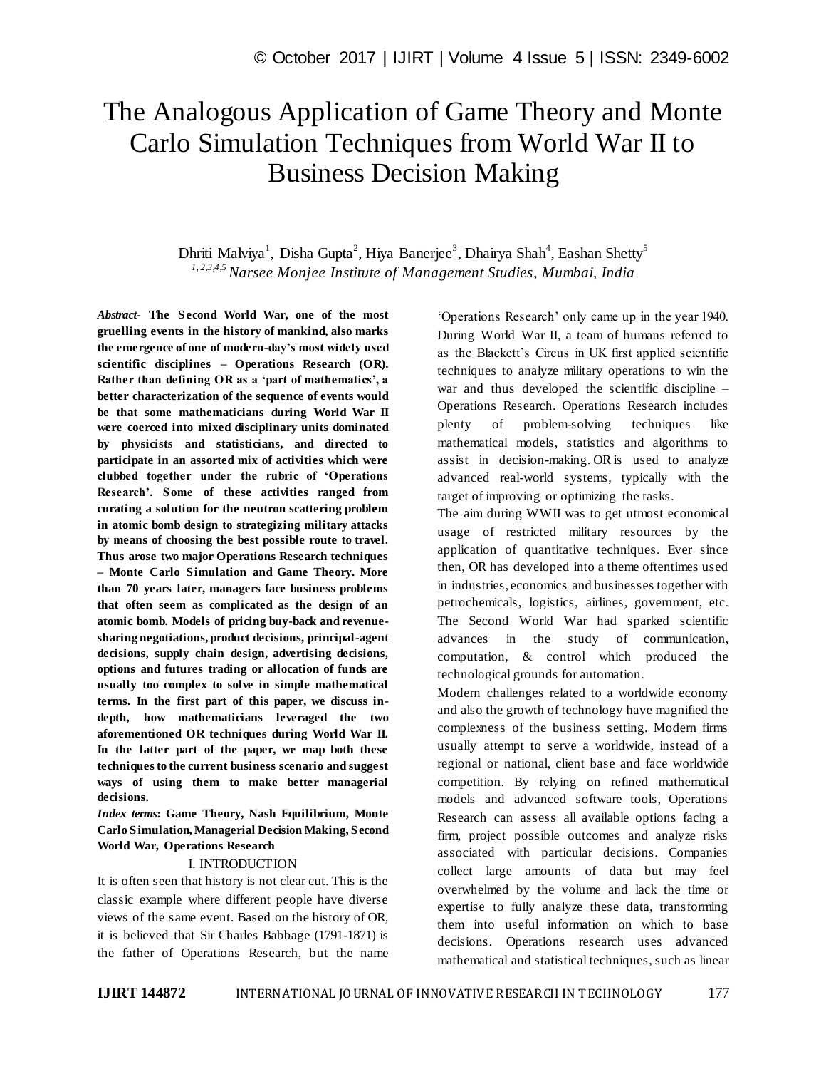# The Analogous Application of Game Theory and Monte Carlo Simulation Techniques from World War II to Business Decision Making

Dhriti Malviya[1], Disha Gupta[2], Hiya Banerjee[3], Dhairya Shah[4], Eashan Shetty[5]

*[1,2,3,4,5] Narsee Monjee Institute of Management Studies, Mumbai, India*

***Abstract-*** **The Second World War, one of the most gruelling events in the history of mankind, also marks the emergence of one of modern-day's most widely used scientific disciplines – Operations Research (OR). Rather than defining OR as a 'part of mathematics', a better characterization of the sequence of events would be that some mathematicians during World War II were coerced into mixed disciplinary units dominated by physicists and statisticians, and directed to participate in an assorted mix of activities which were clubbed together under the rubric of 'Operations Research'. Some of these activities ranged from curating a solution for the neutron scattering problem in atomic bomb design to strategizing military attacks by means of choosing the best possible route to travel. Thus arose two major Operations Research techniques – Monte Carlo Simulation and Game Theory. More than 70 years later, managers face business problems that often seem as complicated as the design of an atomic bomb. Models of pricing buy-back and revenue-sharing negotiations, product decisions, principal-agent decisions, supply chain design, advertising decisions, options and futures trading or allocation of funds are usually too complex to solve in simple mathematical terms. In the first part of this paper, we discuss in-depth, how mathematicians leveraged the two aforementioned OR techniques during World War II. In the latter part of the paper, we map both these techniques to the current business scenario and suggest ways of using them to make better managerial decisions.**

***Index terms*****: Game Theory, Nash Equilibrium, Monte Carlo Simulation, Managerial Decision Making, Second World War, Operations Research**

## I. INTRODUCTION

It is often seen that history is not clear cut. This is the classic example where different people have diverse views of the same event. Based on the history of OR, it is believed that Sir Charles Babbage (1791-1871) is the father of Operations Research, but the name 'Operations Research' only came up in the year 1940. During World War II, a team of humans referred to as the Blackett's Circus in UK first applied scientific techniques to analyze military operations to win the war and thus developed the scientific discipline – Operations Research. Operations Research includes plenty of problem-solving techniques like mathematical models, statistics and algorithms to assist in decision-making. OR is used to analyze advanced real-world systems, typically with the target of improving or optimizing the tasks.

The aim during WWII was to get utmost economical usage of restricted military resources by the application of quantitative techniques. Ever since then, OR has developed into a theme oftentimes used in industries, economics and businesses together with petrochemicals, logistics, airlines, government, etc. The Second World War had sparked scientific advances in the study of communication, computation, & control which produced the technological grounds for automation.

Modern challenges related to a worldwide economy and also the growth of technology have magnified the complexness of the business setting. Modern firms usually attempt to serve a worldwide, instead of a regional or national, client base and face worldwide competition. By relying on refined mathematical models and advanced software tools, Operations Research can assess all available options facing a firm, project possible outcomes and analyze risks associated with particular decisions. Companies collect large amounts of data but may feel overwhelmed by the volume and lack the time or expertise to fully analyze these data, transforming them into useful information on which to base decisions. Operations research uses advanced mathematical and statistical techniques, such as linear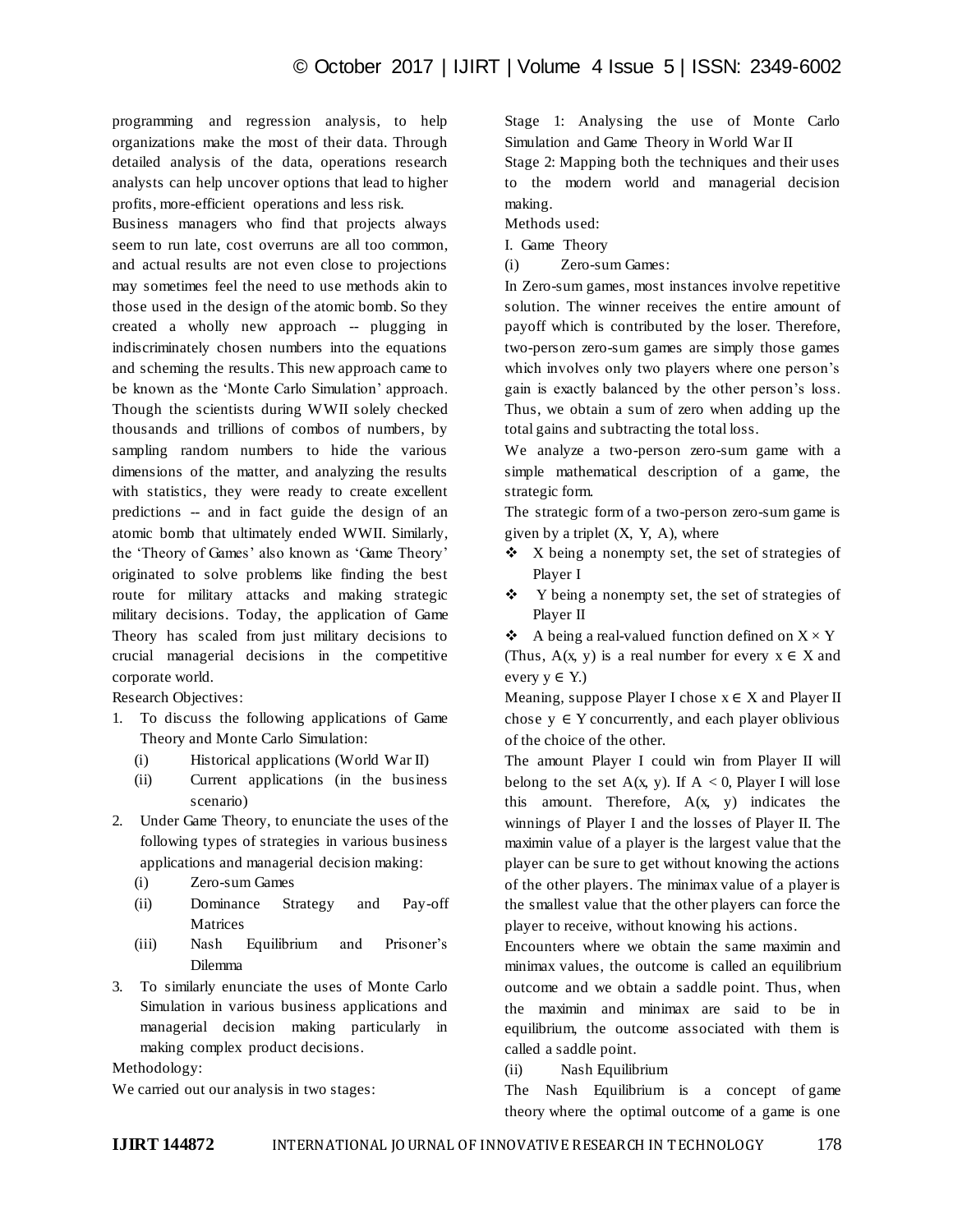programming and regression analysis, to help organizations make the most of their data. Through detailed analysis of the data, operations research analysts can help uncover options that lead to higher profits, more-efficient operations and less risk.

Business managers who find that projects always seem to run late, cost overruns are all too common, and actual results are not even close to projections may sometimes feel the need to use methods akin to those used in the design of the atomic bomb. So they created a wholly new approach -- plugging in indiscriminately chosen numbers into the equations and scheming the results. This new approach came to be known as the 'Monte Carlo Simulation' approach. Though the scientists during WWII solely checked thousands and trillions of combos of numbers, by sampling random numbers to hide the various dimensions of the matter, and analyzing the results with statistics, they were ready to create excellent predictions -- and in fact guide the design of an atomic bomb that ultimately ended WWII. Similarly, the 'Theory of Games' also known as 'Game Theory' originated to solve problems like finding the best route for military attacks and making strategic military decisions. Today, the application of Game Theory has scaled from just military decisions to crucial managerial decisions in the competitive corporate world.

Research Objectives:

1. To discuss the following applications of Game Theory and Monte Carlo Simulation:
   (i) Historical applications (World War II)
   (ii) Current applications (in the business scenario)
2. Under Game Theory, to enunciate the uses of the following types of strategies in various business applications and managerial decision making:
   (i) Zero-sum Games
   (ii) Dominance Strategy and Pay-off Matrices
   (iii) Nash Equilibrium and Prisoner's Dilemma
3. To similarly enunciate the uses of Monte Carlo Simulation in various business applications and managerial decision making particularly in making complex product decisions.

Methodology:

We carried out our analysis in two stages:

Stage 1: Analysing the use of Monte Carlo Simulation and Game Theory in World War II

Stage 2: Mapping both the techniques and their uses to the modern world and managerial decision making.

Methods used:

I. Game Theory

(i) Zero-sum Games:

In Zero-sum games, most instances involve repetitive solution. The winner receives the entire amount of payoff which is contributed by the loser. Therefore, two-person zero-sum games are simply those games which involves only two players where one person's gain is exactly balanced by the other person's loss. Thus, we obtain a sum of zero when adding up the total gains and subtracting the total loss.

We analyze a two-person zero-sum game with a simple mathematical description of a game, the strategic form.

The strategic form of a two-person zero-sum game is given by a triplet $(X, Y, A)$, where

- ❖ $X$ being a nonempty set, the set of strategies of Player I
- ❖ $Y$ being a nonempty set, the set of strategies of Player II
- ❖ $A$ being a real-valued function defined on $X \times Y$

(Thus, $A(x, y)$ is a real number for every $x \in X$ and every $y \in Y$.)

Meaning, suppose Player I chose $x \in X$ and Player II chose $y \in Y$ concurrently, and each player oblivious of the choice of the other.

The amount Player I could win from Player II will belong to the set $A(x, y)$. If $A < 0$, Player I will lose this amount. Therefore, $A(x, y)$ indicates the winnings of Player I and the losses of Player II. The maximin value of a player is the largest value that the player can be sure to get without knowing the actions of the other players. The minimax value of a player is the smallest value that the other players can force the player to receive, without knowing his actions.

Encounters where we obtain the same maximin and minimax values, the outcome is called an equilibrium outcome and we obtain a saddle point. Thus, when the maximin and minimax are said to be in equilibrium, the outcome associated with them is called a saddle point.

(ii) Nash Equilibrium

The Nash Equilibrium is a concept of game theory where the optimal outcome of a game is one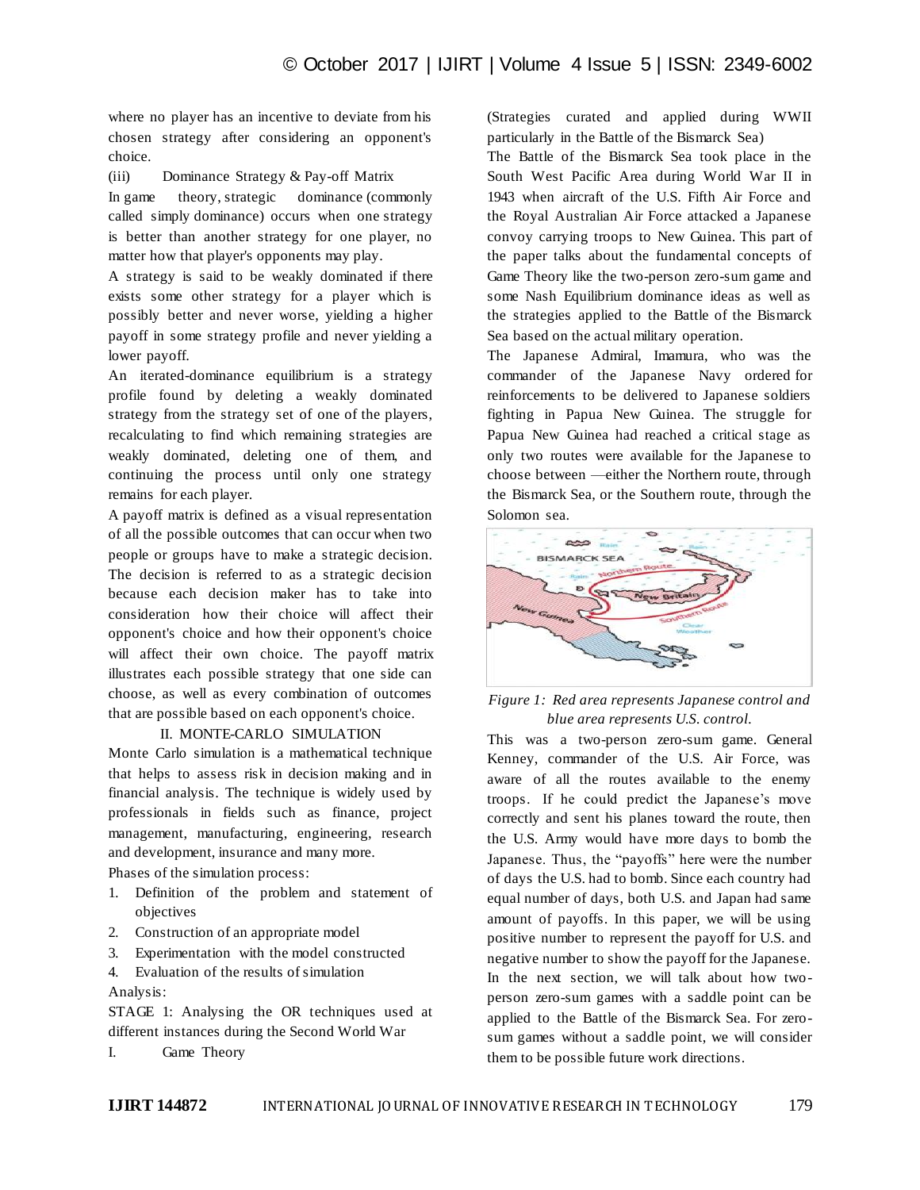where no player has an incentive to deviate from his chosen strategy after considering an opponent's choice.

(iii) Dominance Strategy & Pay-off Matrix

In game theory, strategic dominance (commonly called simply dominance) occurs when one strategy is better than another strategy for one player, no matter how that player's opponents may play.

A strategy is said to be weakly dominated if there exists some other strategy for a player which is possibly better and never worse, yielding a higher payoff in some strategy profile and never yielding a lower payoff.

An iterated-dominance equilibrium is a strategy profile found by deleting a weakly dominated strategy from the strategy set of one of the players, recalculating to find which remaining strategies are weakly dominated, deleting one of them, and continuing the process until only one strategy remains for each player.

A payoff matrix is defined as a visual representation of all the possible outcomes that can occur when two people or groups have to make a strategic decision. The decision is referred to as a strategic decision because each decision maker has to take into consideration how their choice will affect their opponent's choice and how their opponent's choice will affect their own choice. The payoff matrix illustrates each possible strategy that one side can choose, as well as every combination of outcomes that are possible based on each opponent's choice.

## II. MONTE-CARLO SIMULATION

Monte Carlo simulation is a mathematical technique that helps to assess risk in decision making and in financial analysis. The technique is widely used by professionals in fields such as finance, project management, manufacturing, engineering, research and development, insurance and many more.

Phases of the simulation process:

1. Definition of the problem and statement of objectives
2. Construction of an appropriate model
3. Experimentation with the model constructed
4. Evaluation of the results of simulation

Analysis:

STAGE 1: Analysing the OR techniques used at different instances during the Second World War

I. Game Theory

(Strategies curated and applied during WWII particularly in the Battle of the Bismarck Sea)

The Battle of the Bismarck Sea took place in the South West Pacific Area during World War II in 1943 when aircraft of the U.S. Fifth Air Force and the Royal Australian Air Force attacked a Japanese convoy carrying troops to New Guinea. This part of the paper talks about the fundamental concepts of Game Theory like the two-person zero-sum game and some Nash Equilibrium dominance ideas as well as the strategies applied to the Battle of the Bismarck Sea based on the actual military operation.

The Japanese Admiral, Imamura, who was the commander of the Japanese Navy ordered for reinforcements to be delivered to Japanese soldiers fighting in Papua New Guinea. The struggle for Papua New Guinea had reached a critical stage as only two routes were available for the Japanese to choose between —either the Northern route, through the Bismarck Sea, or the Southern route, through the Solomon sea.

*Figure 1: Red area represents Japanese control and blue area represents U.S. control.*

This was a two-person zero-sum game. General Kenney, commander of the U.S. Air Force, was aware of all the routes available to the enemy troops. If he could predict the Japanese's move correctly and sent his planes toward the route, then the U.S. Army would have more days to bomb the Japanese. Thus, the "payoffs" here were the number of days the U.S. had to bomb. Since each country had equal number of days, both U.S. and Japan had same amount of payoffs. In this paper, we will be using positive number to represent the payoff for U.S. and negative number to show the payoff for the Japanese. In the next section, we will talk about how two-person zero-sum games with a saddle point can be applied to the Battle of the Bismarck Sea. For zero-sum games without a saddle point, we will consider them to be possible future work directions.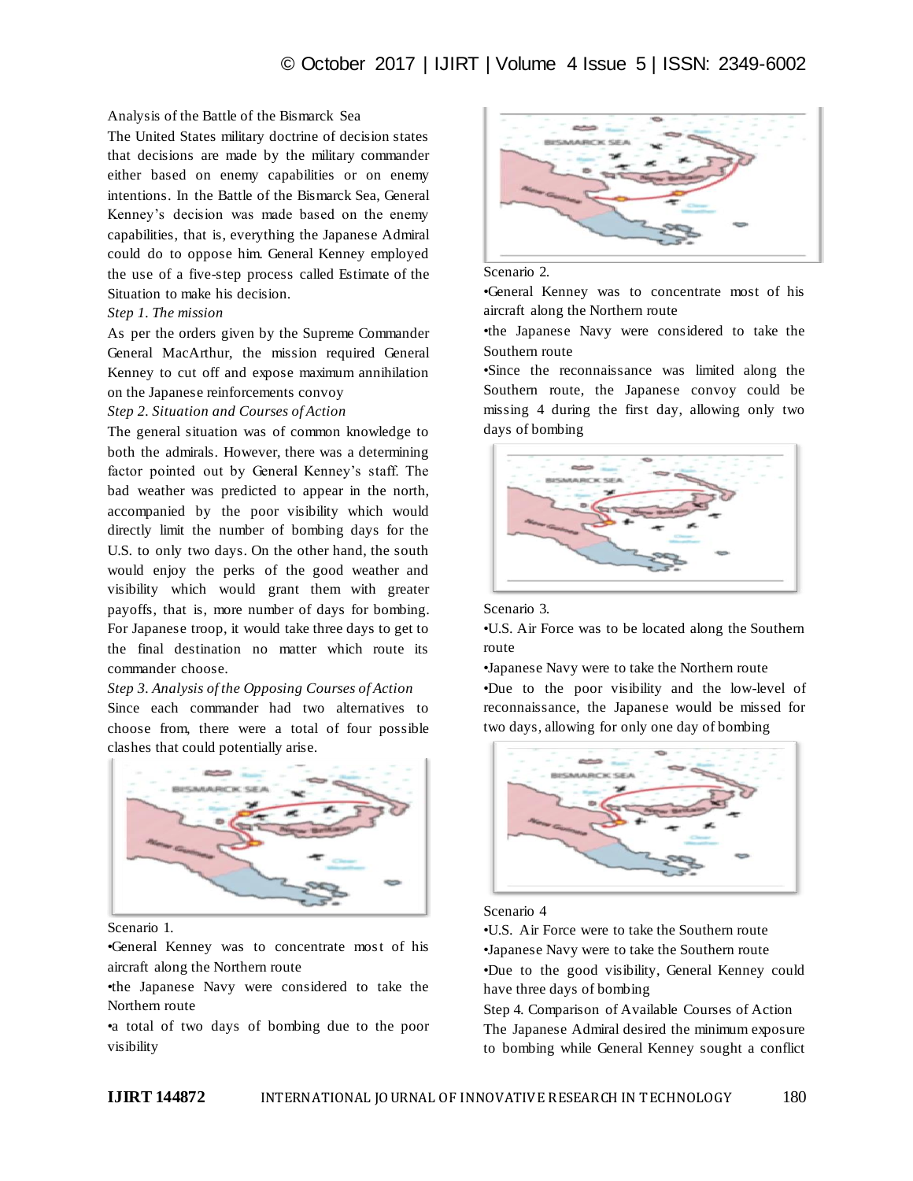Analysis of the Battle of the Bismarck Sea

The United States military doctrine of decision states that decisions are made by the military commander either based on enemy capabilities or on enemy intentions. In the Battle of the Bismarck Sea, General Kenney's decision was made based on the enemy capabilities, that is, everything the Japanese Admiral could do to oppose him. General Kenney employed the use of a five-step process called Estimate of the Situation to make his decision.

*Step 1. The mission*

As per the orders given by the Supreme Commander General MacArthur, the mission required General Kenney to cut off and expose maximum annihilation on the Japanese reinforcements convoy

*Step 2. Situation and Courses of Action*

The general situation was of common knowledge to both the admirals. However, there was a determining factor pointed out by General Kenney's staff. The bad weather was predicted to appear in the north, accompanied by the poor visibility which would directly limit the number of bombing days for the U.S. to only two days. On the other hand, the south would enjoy the perks of the good weather and visibility which would grant them with greater payoffs, that is, more number of days for bombing. For Japanese troop, it would take three days to get to the final destination no matter which route its commander choose.

*Step 3. Analysis of the Opposing Courses of Action*

Since each commander had two alternatives to choose from, there were a total of four possible clashes that could potentially arise.

Scenario 1.

- General Kenney was to concentrate most of his aircraft along the Northern route
- the Japanese Navy were considered to take the Northern route
- a total of two days of bombing due to the poor visibility

Scenario 2.

- General Kenney was to concentrate most of his aircraft along the Northern route
- the Japanese Navy were considered to take the Southern route
- Since the reconnaissance was limited along the Southern route, the Japanese convoy could be missing 4 during the first day, allowing only two days of bombing

Scenario 3.

- U.S. Air Force was to be located along the Southern route
- Japanese Navy were to take the Northern route
- Due to the poor visibility and the low-level of reconnaissance, the Japanese would be missed for two days, allowing for only one day of bombing

Scenario 4

- U.S. Air Force were to take the Southern route
- Japanese Navy were to take the Southern route
- Due to the good visibility, General Kenney could have three days of bombing

Step 4. Comparison of Available Courses of Action

The Japanese Admiral desired the minimum exposure to bombing while General Kenney sought a conflict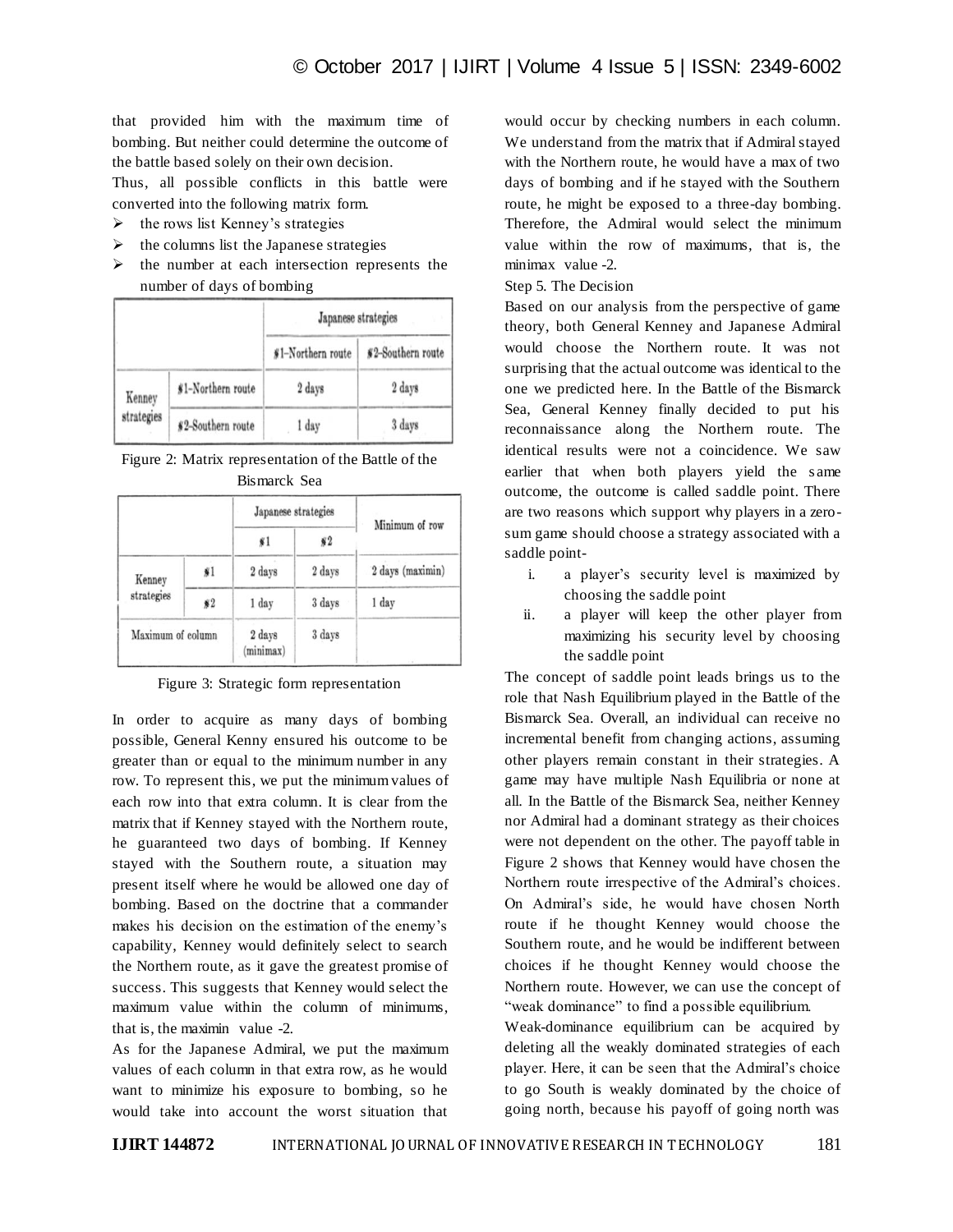that provided him with the maximum time of bombing. But neither could determine the outcome of the battle based solely on their own decision.

Thus, all possible conflicts in this battle were converted into the following matrix form.

- the rows list Kenney's strategies
- the columns list the Japanese strategies
- the number at each intersection represents the number of days of bombing

| | | Japanese strategies | |
|---|---|---|---|
| | | #1-Northern route | #2-Southern route |
| Kenney strategies | #1-Northern route | 2 days | 2 days |
| | #2-Southern route | 1 day | 3 days |

Figure 2: Matrix representation of the Battle of the Bismarck Sea

| | | Japanese strategies | | Minimum of row |
|---|---|---|---|---|
| | | #1 | #2 | |
| Kenney strategies | #1 | 2 days | 2 days | 2 days (maximin) |
| | #2 | 1 day | 3 days | 1 day |
| Maximum of column | | 2 days (minimax) | 3 days | |

Figure 3: Strategic form representation

In order to acquire as many days of bombing possible, General Kenny ensured his outcome to be greater than or equal to the minimum number in any row. To represent this, we put the minimum values of each row into that extra column. It is clear from the matrix that if Kenney stayed with the Northern route, he guaranteed two days of bombing. If Kenney stayed with the Southern route, a situation may present itself where he would be allowed one day of bombing. Based on the doctrine that a commander makes his decision on the estimation of the enemy's capability, Kenney would definitely select to search the Northern route, as it gave the greatest promise of success. This suggests that Kenney would select the maximum value within the column of minimums, that is, the maximin value -2.

As for the Japanese Admiral, we put the maximum values of each column in that extra row, as he would want to minimize his exposure to bombing, so he would take into account the worst situation that would occur by checking numbers in each column. We understand from the matrix that if Admiral stayed with the Northern route, he would have a max of two days of bombing and if he stayed with the Southern route, he might be exposed to a three-day bombing. Therefore, the Admiral would select the minimum value within the row of maximums, that is, the minimax value -2.

Step 5. The Decision

Based on our analysis from the perspective of game theory, both General Kenney and Japanese Admiral would choose the Northern route. It was not surprising that the actual outcome was identical to the one we predicted here. In the Battle of the Bismarck Sea, General Kenney finally decided to put his reconnaissance along the Northern route. The identical results were not a coincidence. We saw earlier that when both players yield the same outcome, the outcome is called saddle point. There are two reasons which support why players in a zero-sum game should choose a strategy associated with a saddle point-

1. a player's security level is maximized by choosing the saddle point
2. a player will keep the other player from maximizing his security level by choosing the saddle point

The concept of saddle point leads brings us to the role that Nash Equilibrium played in the Battle of the Bismarck Sea. Overall, an individual can receive no incremental benefit from changing actions, assuming other players remain constant in their strategies. A game may have multiple Nash Equilibria or none at all. In the Battle of the Bismarck Sea, neither Kenney nor Admiral had a dominant strategy as their choices were not dependent on the other. The payoff table in Figure 2 shows that Kenney would have chosen the Northern route irrespective of the Admiral's choices. On Admiral's side, he would have chosen North route if he thought Kenney would choose the Southern route, and he would be indifferent between choices if he thought Kenney would choose the Northern route. However, we can use the concept of "weak dominance" to find a possible equilibrium.

Weak-dominance equilibrium can be acquired by deleting all the weakly dominated strategies of each player. Here, it can be seen that the Admiral's choice to go South is weakly dominated by the choice of going north, because his payoff of going north was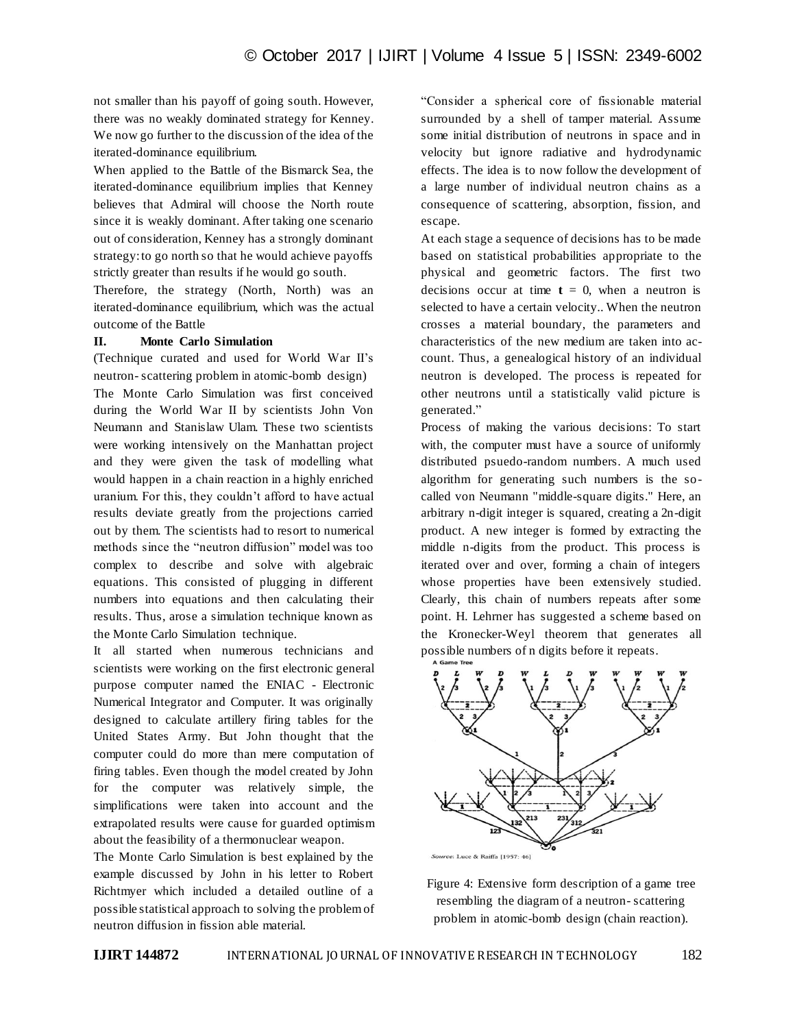not smaller than his payoff of going south. However, there was no weakly dominated strategy for Kenney. We now go further to the discussion of the idea of the iterated-dominance equilibrium.

When applied to the Battle of the Bismarck Sea, the iterated-dominance equilibrium implies that Kenney believes that Admiral will choose the North route since it is weakly dominant. After taking one scenario out of consideration, Kenney has a strongly dominant strategy: to go north so that he would achieve payoffs strictly greater than results if he would go south.

Therefore, the strategy (North, North) was an iterated-dominance equilibrium, which was the actual outcome of the Battle

## II. Monte Carlo Simulation

(Technique curated and used for World War II's neutron- scattering problem in atomic-bomb design)

The Monte Carlo Simulation was first conceived during the World War II by scientists John Von Neumann and Stanislaw Ulam. These two scientists were working intensively on the Manhattan project and they were given the task of modelling what would happen in a chain reaction in a highly enriched uranium. For this, they couldn't afford to have actual results deviate greatly from the projections carried out by them. The scientists had to resort to numerical methods since the "neutron diffusion" model was too complex to describe and solve with algebraic equations. This consisted of plugging in different numbers into equations and then calculating their results. Thus, arose a simulation technique known as the Monte Carlo Simulation technique.

It all started when numerous technicians and scientists were working on the first electronic general purpose computer named the ENIAC - Electronic Numerical Integrator and Computer. It was originally designed to calculate artillery firing tables for the United States Army. But John thought that the computer could do more than mere computation of firing tables. Even though the model created by John for the computer was relatively simple, the simplifications were taken into account and the extrapolated results were cause for guarded optimism about the feasibility of a thermonuclear weapon.

The Monte Carlo Simulation is best explained by the example discussed by John in his letter to Robert Richtmyer which included a detailed outline of a possible statistical approach to solving the problem of neutron diffusion in fission able material.

"Consider a spherical core of fissionable material surrounded by a shell of tamper material. Assume some initial distribution of neutrons in space and in velocity but ignore radiative and hydrodynamic effects. The idea is to now follow the development of a large number of individual neutron chains as a consequence of scattering, absorption, fission, and escape.

At each stage a sequence of decisions has to be made based on statistical probabilities appropriate to the physical and geometric factors. The first two decisions occur at time **t** = 0, when a neutron is selected to have a certain velocity.. When the neutron crosses a material boundary, the parameters and characteristics of the new medium are taken into ac- count. Thus, a genealogical history of an individual neutron is developed. The process is repeated for other neutrons until a statistically valid picture is generated."

Process of making the various decisions: To start with, the computer must have a source of uniformly distributed psuedo-random numbers. A much used algorithm for generating such numbers is the so-called von Neumann "middle-square digits." Here, an arbitrary n-digit integer is squared, creating a 2n-digit product. A new integer is formed by extracting the middle n-digits from the product. This process is iterated over and over, forming a chain of integers whose properties have been extensively studied. Clearly, this chain of numbers repeats after some point. H. Lehrner has suggested a scheme based on the Kronecker-Weyl theorem that generates all possible numbers of n digits before it repeats.

Figure 4: Extensive form description of a game tree resembling the diagram of a neutron- scattering problem in atomic-bomb design (chain reaction).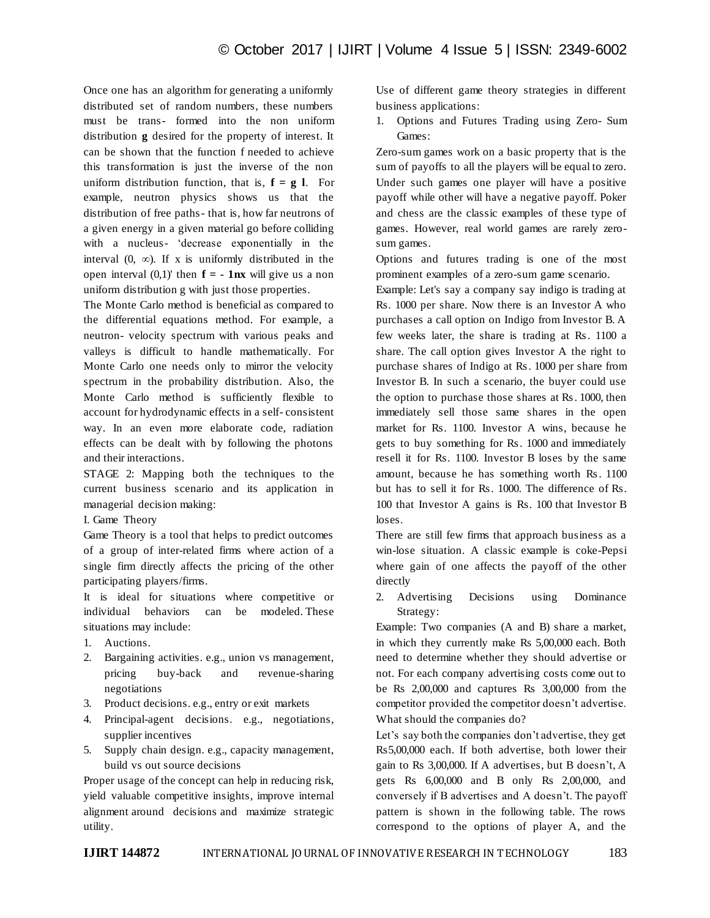Once one has an algorithm for generating a uniformly distributed set of random numbers, these numbers must be trans- formed into the non uniform distribution **g** desired for the property of interest. It can be shown that the function f needed to achieve this transformation is just the inverse of the non uniform distribution function, that is, **f = g l**. For example, neutron physics shows us that the distribution of free paths- that is, how far neutrons of a given energy in a given material go before colliding with a nucleus- 'decrease exponentially in the interval (0, ∞). If x is uniformly distributed in the open interval (0,1)' then **f = - 1nx** will give us a non uniform distribution g with just those properties.

The Monte Carlo method is beneficial as compared to the differential equations method. For example, a neutron- velocity spectrum with various peaks and valleys is difficult to handle mathematically. For Monte Carlo one needs only to mirror the velocity spectrum in the probability distribution. Also, the Monte Carlo method is sufficiently flexible to account for hydrodynamic effects in a self- consistent way. In an even more elaborate code, radiation effects can be dealt with by following the photons and their interactions.

STAGE 2: Mapping both the techniques to the current business scenario and its application in managerial decision making:

I. Game Theory

Game Theory is a tool that helps to predict outcomes of a group of inter-related firms where action of a single firm directly affects the pricing of the other participating players/firms.

It is ideal for situations where competitive or individual behaviors can be modeled. These situations may include:

1. Auctions.
2. Bargaining activities. e.g., union vs management, pricing buy-back and revenue-sharing negotiations
3. Product decisions. e.g., entry or exit markets
4. Principal-agent decisions. e.g., negotiations, supplier incentives
5. Supply chain design. e.g., capacity management, build vs out source decisions

Proper usage of the concept can help in reducing risk, yield valuable competitive insights, improve internal alignment around decisions and maximize strategic utility.

Use of different game theory strategies in different business applications:

1. Options and Futures Trading using Zero- Sum Games:

Zero-sum games work on a basic property that is the sum of payoffs to all the players will be equal to zero. Under such games one player will have a positive payoff while other will have a negative payoff. Poker and chess are the classic examples of these type of games. However, real world games are rarely zero-sum games.

Options and futures trading is one of the most prominent examples of a zero-sum game scenario.

Example: Let's say a company say indigo is trading at Rs. 1000 per share. Now there is an Investor A who purchases a call option on Indigo from Investor B. A few weeks later, the share is trading at Rs. 1100 a share. The call option gives Investor A the right to purchase shares of Indigo at Rs. 1000 per share from Investor B. In such a scenario, the buyer could use the option to purchase those shares at Rs. 1000, then immediately sell those same shares in the open market for Rs. 1100. Investor A wins, because he gets to buy something for Rs. 1000 and immediately resell it for Rs. 1100. Investor B loses by the same amount, because he has something worth Rs. 1100 but has to sell it for Rs. 1000. The difference of Rs. 100 that Investor A gains is Rs. 100 that Investor B loses.

There are still few firms that approach business as a win-lose situation. A classic example is coke-Pepsi where gain of one affects the payoff of the other directly

2. Advertising Decisions using Dominance Strategy:

Example: Two companies (A and B) share a market, in which they currently make Rs 5,00,000 each. Both need to determine whether they should advertise or not. For each company advertising costs come out to be Rs 2,00,000 and captures Rs 3,00,000 from the competitor provided the competitor doesn't advertise. What should the companies do?

Let's say both the companies don't advertise, they get Rs5,00,000 each. If both advertise, both lower their gain to Rs 3,00,000. If A advertises, but B doesn't, A gets Rs 6,00,000 and B only Rs 2,00,000, and conversely if B advertises and A doesn't. The payoff pattern is shown in the following table. The rows correspond to the options of player A, and the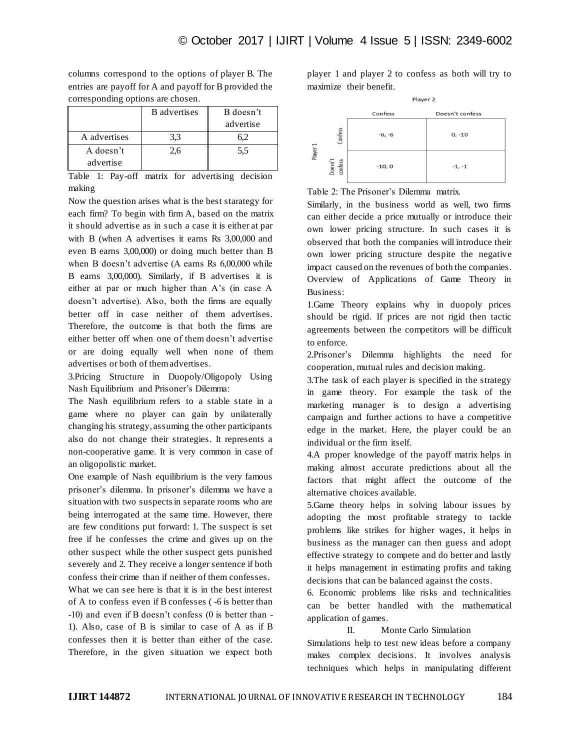columns correspond to the options of player B. The entries are payoff for A and payoff for B provided the corresponding options are chosen.

| | B advertises | B doesn't advertise |
|---|---|---|
| A advertises | 3,3 | 6,2 |
| A doesn't advertise | 2,6 | 5,5 |

Table 1: Pay-off matrix for advertising decision making

Now the question arises what is the best starategy for each firm? To begin with firm A, based on the matrix it should advertise as in such a case it is either at par with B (when A advertises it earns Rs 3,00,000 and even B earns 3,00,000) or doing much better than B when B doesn't advertise (A earns Rs 6,00,000 while B earns 3,00,000). Similarly, if B advertises it is either at par or much higher than A's (in case A doesn't advertise). Also, both the firms are equally better off in case neither of them advertises. Therefore, the outcome is that both the firms are either better off when one of them doesn't advertise or are doing equally well when none of them advertises or both of them advertises.

3.Pricing Structure in Duopoly/Oligopoly Using Nash Equilibrium and Prisoner's Dilemma:

The Nash equilibrium refers to a stable state in a game where no player can gain by unilaterally changing his strategy, assuming the other participants also do not change their strategies. It represents a non-cooperative game. It is very common in case of an oligopolistic market.

One example of Nash equilibrium is the very famous prisoner's dilemma. In prisoner's dilemma we have a situation with two suspects in separate rooms who are being interrogated at the same time. However, there are few conditions put forward: 1. The suspect is set free if he confesses the crime and gives up on the other suspect while the other suspect gets punished severely and 2. They receive a longer sentence if both confess their crime than if neither of them confesses.

What we can see here is that it is in the best interest of A to confess even if B confesses ( -6 is better than -10) and even if B doesn't confess (0 is better than -1). Also, case of B is similar to case of A as if B confesses then it is better than either of the case. Therefore, in the given situation we expect both player 1 and player 2 to confess as both will try to maximize their benefit.

| | | Player 2 | |
|---|---|---|---|
| | | Confess | Doesn't confess |
| Player 1 | Confess | -6, -6 | 0, -10 |
| | Doesn't confess | -10, 0 | -1, -1 |

Table 2: The Prisoner's Dilemma matrix.

Similarly, in the business world as well, two firms can either decide a price mutually or introduce their own lower pricing structure. In such cases it is observed that both the companies will introduce their own lower pricing structure despite the negative impact caused on the revenues of both the companies.

Overview of Applications of Game Theory in Business:

1.Game Theory explains why in duopoly prices should be rigid. If prices are not rigid then tactic agreements between the competitors will be difficult to enforce.

2.Prisoner's Dilemma highlights the need for cooperation, mutual rules and decision making.

3.The task of each player is specified in the strategy in game theory. For example the task of the marketing manager is to design a advertising campaign and further actions to have a competitive edge in the market. Here, the player could be an individual or the firm itself.

4.A proper knowledge of the payoff matrix helps in making almost accurate predictions about all the factors that might affect the outcome of the alternative choices available.

5.Game theory helps in solving labour issues by adopting the most profitable strategy to tackle problems like strikes for higher wages, it helps in business as the manager can then guess and adopt effective strategy to compete and do better and lastly it helps management in estimating profits and taking decisions that can be balanced against the costs.

6. Economic problems like risks and technicalities can be better handled with the mathematical application of games.

## II. Monte Carlo Simulation

Simulations help to test new ideas before a company makes complex decisions. It involves analysis techniques which helps in manipulating different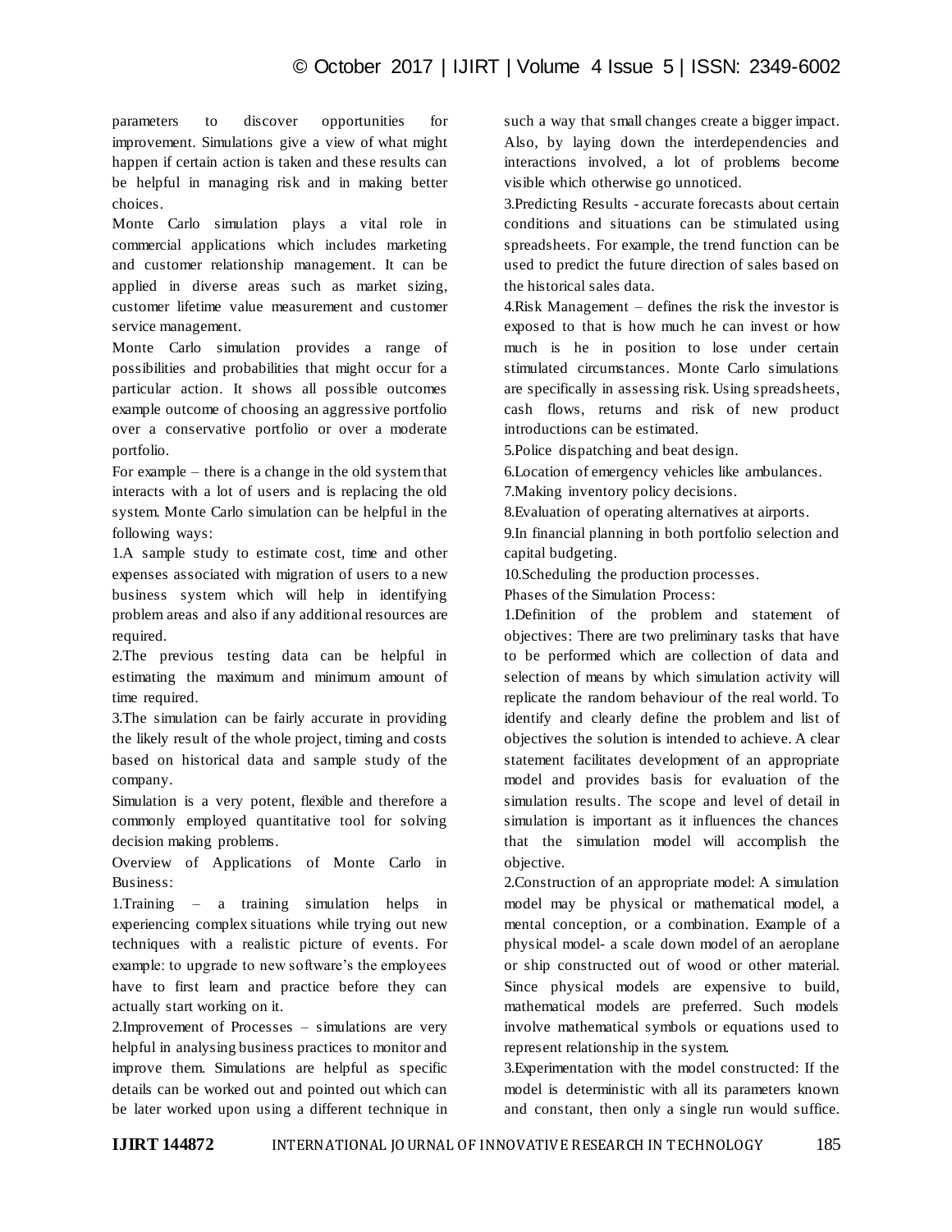parameters to discover opportunities for improvement. Simulations give a view of what might happen if certain action is taken and these results can be helpful in managing risk and in making better choices.

Monte Carlo simulation plays a vital role in commercial applications which includes marketing and customer relationship management. It can be applied in diverse areas such as market sizing, customer lifetime value measurement and customer service management.

Monte Carlo simulation provides a range of possibilities and probabilities that might occur for a particular action. It shows all possible outcomes example outcome of choosing an aggressive portfolio over a conservative portfolio or over a moderate portfolio.

For example – there is a change in the old system that interacts with a lot of users and is replacing the old system. Monte Carlo simulation can be helpful in the following ways:

1.A sample study to estimate cost, time and other expenses associated with migration of users to a new business system which will help in identifying problem areas and also if any additional resources are required.

2.The previous testing data can be helpful in estimating the maximum and minimum amount of time required.

3.The simulation can be fairly accurate in providing the likely result of the whole project, timing and costs based on historical data and sample study of the company.

Simulation is a very potent, flexible and therefore a commonly employed quantitative tool for solving decision making problems.

Overview of Applications of Monte Carlo in Business:

1.Training – a training simulation helps in experiencing complex situations while trying out new techniques with a realistic picture of events. For example: to upgrade to new software's the employees have to first learn and practice before they can actually start working on it.

2.Improvement of Processes – simulations are very helpful in analysing business practices to monitor and improve them. Simulations are helpful as specific details can be worked out and pointed out which can be later worked upon using a different technique in such a way that small changes create a bigger impact. Also, by laying down the interdependencies and interactions involved, a lot of problems become visible which otherwise go unnoticed.

3.Predicting Results - accurate forecasts about certain conditions and situations can be stimulated using spreadsheets. For example, the trend function can be used to predict the future direction of sales based on the historical sales data.

4.Risk Management – defines the risk the investor is exposed to that is how much he can invest or how much is he in position to lose under certain stimulated circumstances. Monte Carlo simulations are specifically in assessing risk. Using spreadsheets, cash flows, returns and risk of new product introductions can be estimated.

5.Police dispatching and beat design.

6.Location of emergency vehicles like ambulances.

7.Making inventory policy decisions.

8.Evaluation of operating alternatives at airports.

9.In financial planning in both portfolio selection and capital budgeting.

10.Scheduling the production processes.

Phases of the Simulation Process:

1.Definition of the problem and statement of objectives: There are two preliminary tasks that have to be performed which are collection of data and selection of means by which simulation activity will replicate the random behaviour of the real world. To identify and clearly define the problem and list of objectives the solution is intended to achieve. A clear statement facilitates development of an appropriate model and provides basis for evaluation of the simulation results. The scope and level of detail in simulation is important as it influences the chances that the simulation model will accomplish the objective.

2.Construction of an appropriate model: A simulation model may be physical or mathematical model, a mental conception, or a combination. Example of a physical model- a scale down model of an aeroplane or ship constructed out of wood or other material. Since physical models are expensive to build, mathematical models are preferred. Such models involve mathematical symbols or equations used to represent relationship in the system.

3.Experimentation with the model constructed: If the model is deterministic with all its parameters known and constant, then only a single run would suffice.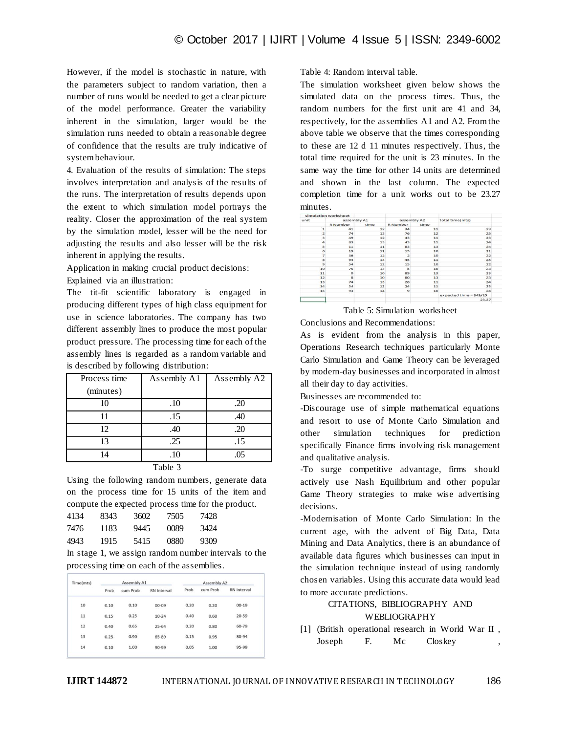However, if the model is stochastic in nature, with the parameters subject to random variation, then a number of runs would be needed to get a clear picture of the model performance. Greater the variability inherent in the simulation, larger would be the simulation runs needed to obtain a reasonable degree of confidence that the results are truly indicative of system behaviour.

4. Evaluation of the results of simulation: The steps involves interpretation and analysis of the results of the runs. The interpretation of results depends upon the extent to which simulation model portrays the reality. Closer the approximation of the real system by the simulation model, lesser will be the need for adjusting the results and also lesser will be the risk inherent in applying the results.

Application in making crucial product decisions:

Explained via an illustration:

The tit-fit scientific laboratory is engaged in producing different types of high class equipment for use in science laboratories. The company has two different assembly lines to produce the most popular product pressure. The processing time for each of the assembly lines is regarded as a random variable and is described by following distribution:

| Process time (minutes) | Assembly A1 | Assembly A2 |
|---|---|---|
| 10 | .10 | .20 |
| 11 | .15 | .40 |
| 12 | .40 | .20 |
| 13 | .25 | .15 |
| 14 | .10 | .05 |

Table 3

Using the following random numbers, generate data on the process time for 15 units of the item and compute the expected process time for the product.

| | | | | |
|---|---|---|---|---|
| 4134 | 8343 | 3602 | 7505 | 7428 |
| 7476 | 1183 | 9445 | 0089 | 3424 |
| 4943 | 1915 | 5415 | 0880 | 9309 |

In stage 1, we assign random number intervals to the processing time on each of the assemblies.

| Time(mts) | Assembly A1 | | | Assembly A2 | | |
|---|---|---|---|---|---|---|
| | Prob | cum Prob | RN Interval | Prob | cum Prob | RN Interval |
| 10 | 0.10 | 0.10 | 00-09 | 0.20 | 0.20 | 00-19 |
| 11 | 0.15 | 0.25 | 10-24 | 0.40 | 0.60 | 20-59 |
| 12 | 0.40 | 0.65 | 25-64 | 0.20 | 0.80 | 60-79 |
| 13 | 0.25 | 0.90 | 65-89 | 0.15 | 0.95 | 80-94 |
| 14 | 0.10 | 1.00 | 90-99 | 0.05 | 1.00 | 95-99 |

Table 4: Random interval table.

The simulation worksheet given below shows the simulated data on the process times. Thus, the random numbers for the first unit are 41 and 34, respectively, for the assemblies A1 and A2. From the above table we observe that the times corresponding to these are 12 d 11 minutes respectively. Thus, the total time required for the unit is 23 minutes. In the same way the time for other 14 units are determined and shown in the last column. The expected completion time for a unit works out to be 23.27 minutes.

simulation worksheet

| unit | assembly A1 | | assembly A2 | | total time(mts) |
|---|---|---|---|---|---|
| | R Number | time | R Number | time | |
| 1 | 41 | 12 | 34 | 11 | 23 |
| 2 | 74 | 13 | 76 | 12 | 25 |
| 3 | 49 | 12 | 43 | 11 | 23 |
| 4 | 83 | 13 | 43 | 11 | 24 |
| 5 | 11 | 11 | 83 | 13 | 24 |
| 6 | 19 | 11 | 15 | 10 | 21 |
| 7 | 36 | 12 | 2 | 10 | 22 |
| 8 | 94 | 14 | 45 | 11 | 25 |
| 9 | 54 | 12 | 15 | 10 | 22 |
| 10 | 75 | 13 | 5 | 10 | 23 |
| 11 | 0 | 10 | 89 | 13 | 23 |
| 12 | 8 | 10 | 80 | 13 | 23 |
| 13 | 74 | 13 | 28 | 11 | 24 |
| 14 | 34 | 12 | 24 | 11 | 23 |
| 15 | 93 | 14 | 9 | 10 | 24 |
| | | | | | expected time = 349/15 |
| | | | | | 23.27 |

Table 5: Simulation worksheet

Conclusions and Recommendations:

As is evident from the analysis in this paper, Operations Research techniques particularly Monte Carlo Simulation and Game Theory can be leveraged by modern-day businesses and incorporated in almost all their day to day activities.

Businesses are recommended to:

-Discourage use of simple mathematical equations and resort to use of Monte Carlo Simulation and other simulation techniques for prediction specifically Finance firms involving risk management and qualitative analysis.

-To surge competitive advantage, firms should actively use Nash Equilibrium and other popular Game Theory strategies to make wise advertising decisions.

-Modernisation of Monte Carlo Simulation: In the current age, with the advent of Big Data, Data Mining and Data Analytics, there is an abundance of available data figures which businesses can input in the simulation technique instead of using randomly chosen variables. Using this accurate data would lead to more accurate predictions.

## CITATIONS, BIBLIOGRAPHY AND WEBLIOGRAPHY

[1] (British operational research in World War II , Joseph F. Mc Closkey ,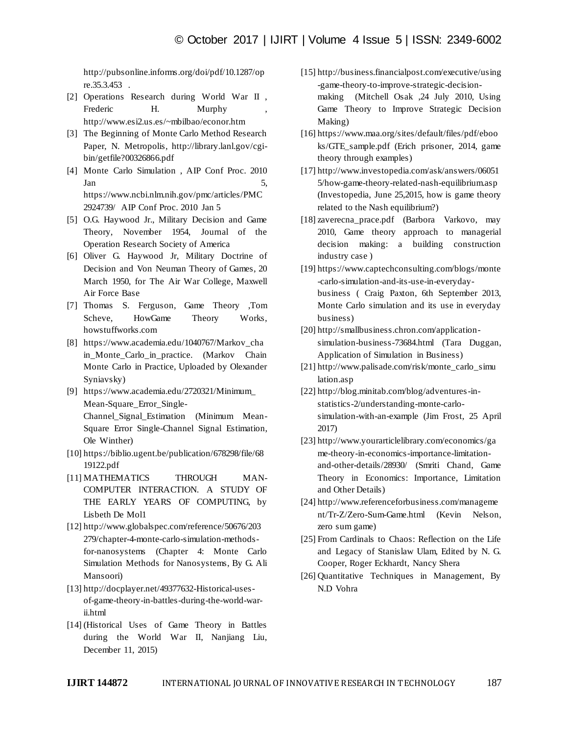http://pubsonline.informs.org/doi/pdf/10.1287/opre.35.3.453 .

[2] Operations Research during World War II , Frederic H. Murphy , http://www.esi2.us.es/~mbilbao/econor.htm
[3] The Beginning of Monte Carlo Method Research Paper, N. Metropolis, http://library.lanl.gov/cgi-bin/getfile?00326866.pdf
[4] Monte Carlo Simulation , AIP Conf Proc. 2010 Jan 5, https://www.ncbi.nlm.nih.gov/pmc/articles/PMC2924739/ AIP Conf Proc. 2010 Jan 5
[5] O.G. Haywood Jr., Military Decision and Game Theory, November 1954, Journal of the Operation Research Society of America
[6] Oliver G. Haywood Jr, Military Doctrine of Decision and Von Neuman Theory of Games, 20 March 1950, for The Air War College, Maxwell Air Force Base
[7] Thomas S. Ferguson, Game Theory ,Tom Scheve, HowGame Theory Works, howstuffworks.com
[8] https://www.academia.edu/1040767/Markov_chain_Monte_Carlo_in_practice. (Markov Chain Monte Carlo in Practice, Uploaded by Olexander Syniavsky)
[9] https://www.academia.edu/2720321/Minimum_Mean-Square_Error_Single-Channel_Signal_Estimation (Minimum Mean-Square Error Single-Channel Signal Estimation, Ole Winther)
[10] https://biblio.ugent.be/publication/678298/file/6819122.pdf
[11] MATHEMATICS THROUGH MAN-COMPUTER INTERACTION. A STUDY OF THE EARLY YEARS OF COMPUTING, by Lisbeth De Mol1
[12] http://www.globalspec.com/reference/50676/203279/chapter-4-monte-carlo-simulation-methods-for-nanosystems (Chapter 4: Monte Carlo Simulation Methods for Nanosystems, By G. Ali Mansoori)
[13] http://docplayer.net/49377632-Historical-uses-of-game-theory-in-battles-during-the-world-war-ii.html
[14] (Historical Uses of Game Theory in Battles during the World War II, Nanjiang Liu, December 11, 2015)
[15] http://business.financialpost.com/executive/using-game-theory-to-improve-strategic-decision-making (Mitchell Osak ,24 July 2010, Using Game Theory to Improve Strategic Decision Making)
[16] https://www.maa.org/sites/default/files/pdf/ebooks/GTE_sample.pdf (Erich prisoner, 2014, game theory through examples)
[17] http://www.investopedia.com/ask/answers/060515/how-game-theory-related-nash-equilibrium.asp (Investopedia, June 25,2015, how is game theory related to the Nash equilibrium?)
[18] zaverecna_prace.pdf (Barbora Varkovo, may 2010, Game theory approach to managerial decision making: a building construction industry case )
[19] https://www.captechconsulting.com/blogs/monte-carlo-simulation-and-its-use-in-everyday-business ( Craig Paxton, 6th September 2013, Monte Carlo simulation and its use in everyday business)
[20] http://smallbusiness.chron.com/application-simulation-business-73684.html (Tara Duggan, Application of Simulation in Business)
[21] http://www.palisade.com/risk/monte_carlo_simulation.asp
[22] http://blog.minitab.com/blog/adventures-in-statistics-2/understanding-monte-carlo-simulation-with-an-example (Jim Frost, 25 April 2017)
[23] http://www.yourarticlelibrary.com/economics/game-theory-in-economics-importance-limitation-and-other-details/28930/ (Smriti Chand, Game Theory in Economics: Importance, Limitation and Other Details)
[24] http://www.referenceforbusiness.com/management/Tr-Z/Zero-Sum-Game.html (Kevin Nelson, zero sum game)
[25] From Cardinals to Chaos: Reflection on the Life and Legacy of Stanislaw Ulam, Edited by N. G. Cooper, Roger Eckhardt, Nancy Shera
[26] Quantitative Techniques in Management, By N.D Vohra